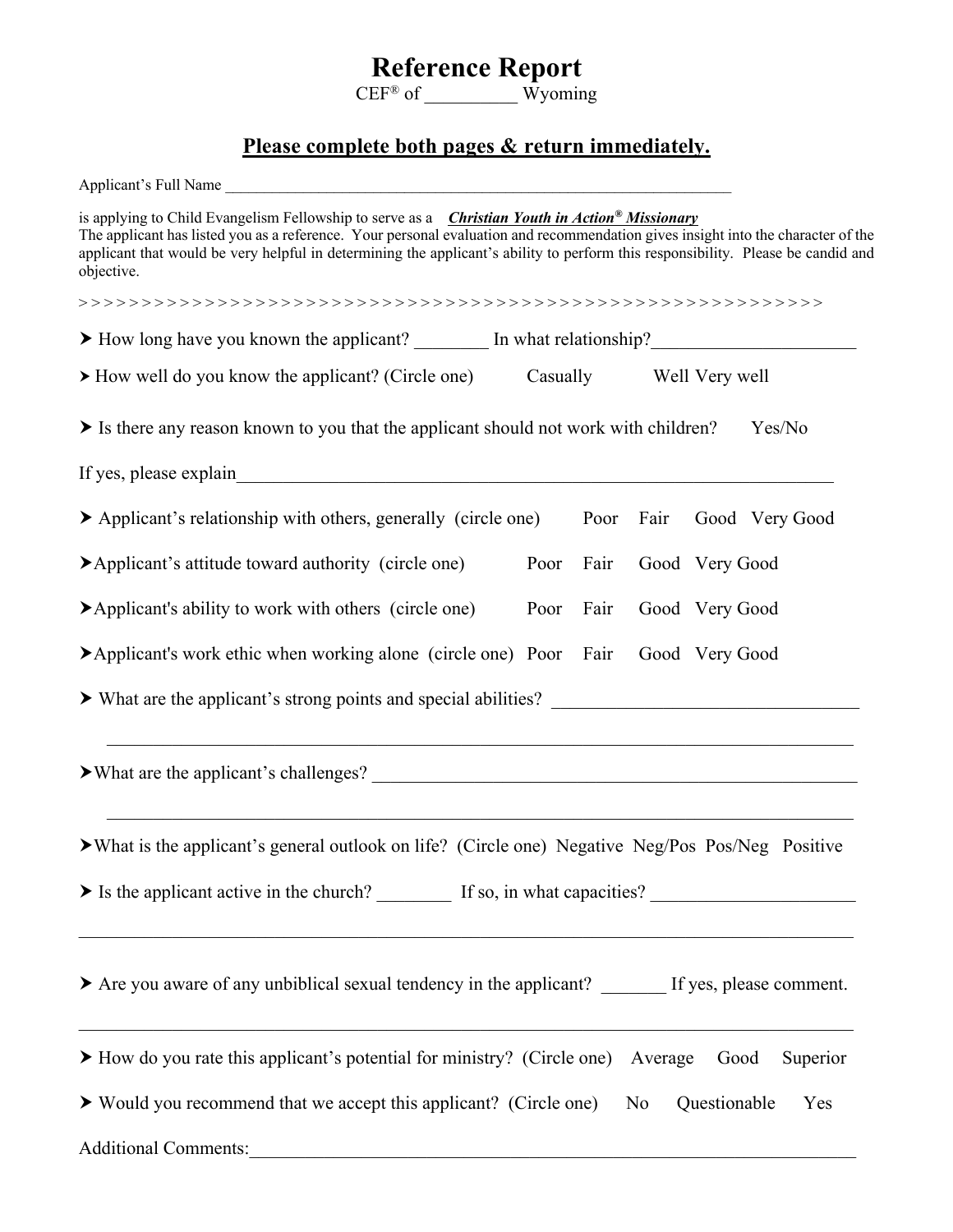# Reference Report

CEF® of __________ Wyoming

## Please complete both pages & return immediately.

Applicant's Full Name ___________________________________________________________________

is applying to Child Evangelism Fellowship to serve as a ***Christian Youth in Action® Missionary***
The applicant has listed you as a reference. Your personal evaluation and recommendation gives insight into the character of the applicant that would be very helpful in determining the applicant's ability to perform this responsibility. Please be candid and objective.

> > > > > > > > > > > > > > > > > > > > > > > > > > > > > > > > > > > > > > > > > > > > > > > > > > > > > > > > > > > > > > > > > > > >

➤ How long have you known the applicant? ________ In what relationship?______________________

➤ How well do you know the applicant? (Circle one) Casually Well Very well

➤ Is there any reason known to you that the applicant should not work with children? Yes/No

If yes, please explain____________________________________________________________________

➤ Applicant's relationship with others, generally (circle one) Poor Fair Good Very Good

➤ Applicant's attitude toward authority (circle one) Poor Fair Good Very Good

➤ Applicant's ability to work with others (circle one) Poor Fair Good Very Good

➤ Applicant's work ethic when working alone (circle one) Poor Fair Good Very Good

➤ What are the applicant's strong points and special abilities? _________________________________

_________________________________________________________________________________

➤ What are the applicant's challenges? ____________________________________________________

_________________________________________________________________________________

➤ What is the applicant's general outlook on life? (Circle one) Negative Neg/Pos Pos/Neg Positive

➤ Is the applicant active in the church? ________ If so, in what capacities? _____________________

_________________________________________________________________________________

➤ Are you aware of any unbiblical sexual tendency in the applicant? _______ If yes, please comment.

_________________________________________________________________________________

➤ How do you rate this applicant's potential for ministry? (Circle one) Average Good Superior

➤ Would you recommend that we accept this applicant? (Circle one) No Questionable Yes

Additional Comments:____________________________________________________________________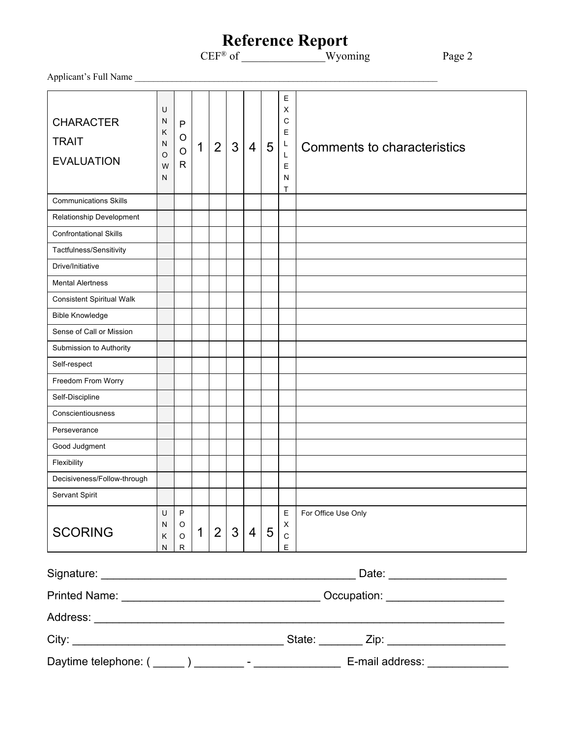# Reference Report

CEF® of _______________Wyoming

Applicant's Full Name _______________________________________________________________

| CHARACTER TRAIT EVALUATION | UNKNOWN | POOR | 1 | 2 | 3 | 4 | 5 | EXCELLENT | Comments to characteristics |
|---|---|---|---|---|---|---|---|---|---|
| Communications Skills | | | | | | | | | |
| Relationship Development | | | | | | | | | |
| Confrontational Skills | | | | | | | | | |
| Tactfulness/Sensitivity | | | | | | | | | |
| Drive/Initiative | | | | | | | | | |
| Mental Alertness | | | | | | | | | |
| Consistent Spiritual Walk | | | | | | | | | |
| Bible Knowledge | | | | | | | | | |
| Sense of Call or Mission | | | | | | | | | |
| Submission to Authority | | | | | | | | | |
| Self-respect | | | | | | | | | |
| Freedom From Worry | | | | | | | | | |
| Self-Discipline | | | | | | | | | |
| Conscientiousness | | | | | | | | | |
| Perseverance | | | | | | | | | |
| Good Judgment | | | | | | | | | |
| Flexibility | | | | | | | | | |
| Decisiveness/Follow-through | | | | | | | | | |
| Servant Spirit | | | | | | | | | |
| SCORING | UNKN | POOR | 1 | 2 | 3 | 4 | 5 | EXCE | For Office Use Only |

Signature: ________________________________________ Date: __________________

Printed Name: ________________________________ Occupation: __________________

Address: ________________________________________________________________

City: __________________________________ State: _______ Zip: __________________

Daytime telephone: ( _____ ) ________ - ______________ E-mail address: _____________